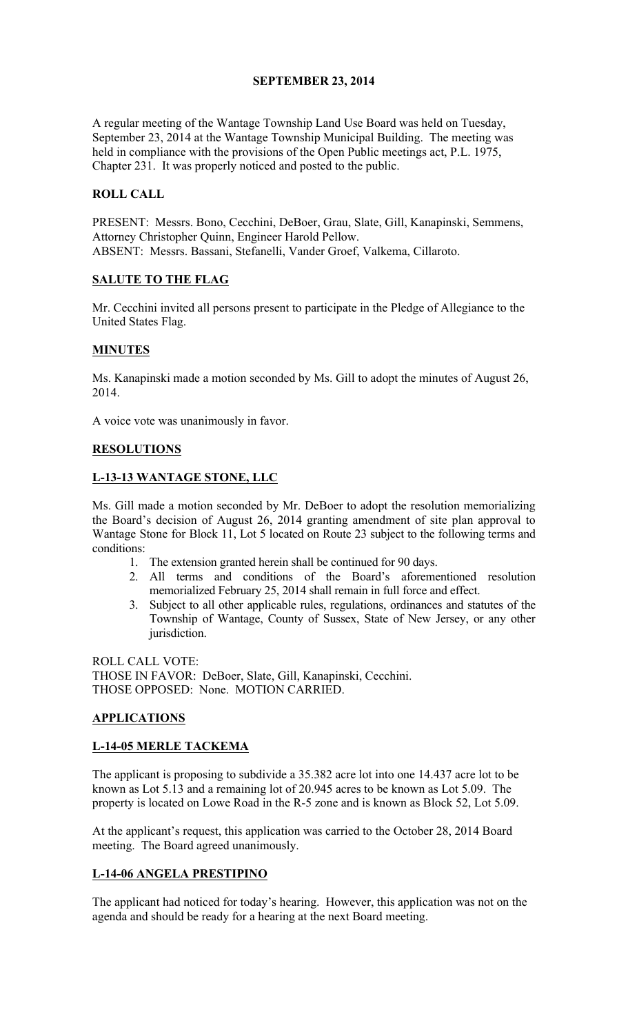**SEPTEMBER 23, 2014**

A regular meeting of the Wantage Township Land Use Board was held on Tuesday, September 23, 2014 at the Wantage Township Municipal Building. The meeting was held in compliance with the provisions of the Open Public meetings act, P.L. 1975, Chapter 231. It was properly noticed and posted to the public.

## ROLL CALL

PRESENT: Messrs. Bono, Cecchini, DeBoer, Grau, Slate, Gill, Kanapinski, Semmens, Attorney Christopher Quinn, Engineer Harold Pellow.
ABSENT: Messrs. Bassani, Stefanelli, Vander Groef, Valkema, Cillaroto.

## SALUTE TO THE FLAG

Mr. Cecchini invited all persons present to participate in the Pledge of Allegiance to the United States Flag.

## MINUTES

Ms. Kanapinski made a motion seconded by Ms. Gill to adopt the minutes of August 26, 2014.

A voice vote was unanimously in favor.

## RESOLUTIONS

### L-13-13 WANTAGE STONE, LLC

Ms. Gill made a motion seconded by Mr. DeBoer to adopt the resolution memorializing the Board's decision of August 26, 2014 granting amendment of site plan approval to Wantage Stone for Block 11, Lot 5 located on Route 23 subject to the following terms and conditions:

1. The extension granted herein shall be continued for 90 days.
2. All terms and conditions of the Board's aforementioned resolution memorialized February 25, 2014 shall remain in full force and effect.
3. Subject to all other applicable rules, regulations, ordinances and statutes of the Township of Wantage, County of Sussex, State of New Jersey, or any other jurisdiction.

ROLL CALL VOTE:
THOSE IN FAVOR: DeBoer, Slate, Gill, Kanapinski, Cecchini.
THOSE OPPOSED: None. MOTION CARRIED.

## APPLICATIONS

### L-14-05 MERLE TACKEMA

The applicant is proposing to subdivide a 35.382 acre lot into one 14.437 acre lot to be known as Lot 5.13 and a remaining lot of 20.945 acres to be known as Lot 5.09. The property is located on Lowe Road in the R-5 zone and is known as Block 52, Lot 5.09.

At the applicant's request, this application was carried to the October 28, 2014 Board meeting. The Board agreed unanimously.

### L-14-06 ANGELA PRESTIPINO

The applicant had noticed for today's hearing. However, this application was not on the agenda and should be ready for a hearing at the next Board meeting.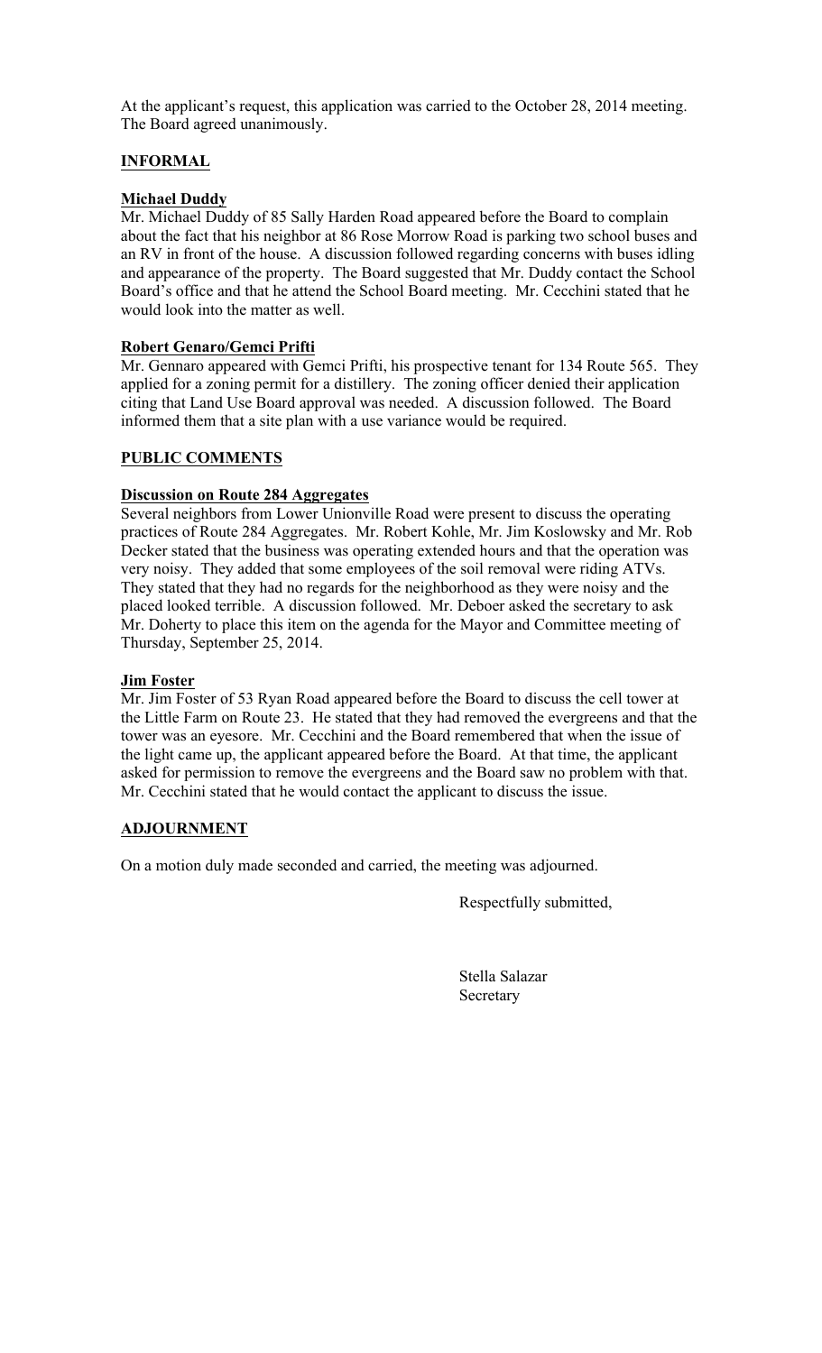At the applicant's request, this application was carried to the October 28, 2014 meeting. The Board agreed unanimously.

## INFORMAL

### Michael Duddy

Mr. Michael Duddy of 85 Sally Harden Road appeared before the Board to complain about the fact that his neighbor at 86 Rose Morrow Road is parking two school buses and an RV in front of the house. A discussion followed regarding concerns with buses idling and appearance of the property. The Board suggested that Mr. Duddy contact the School Board's office and that he attend the School Board meeting. Mr. Cecchini stated that he would look into the matter as well.

### Robert Genaro/Gemci Prifti

Mr. Gennaro appeared with Gemci Prifti, his prospective tenant for 134 Route 565. They applied for a zoning permit for a distillery. The zoning officer denied their application citing that Land Use Board approval was needed. A discussion followed. The Board informed them that a site plan with a use variance would be required.

## PUBLIC COMMENTS

### Discussion on Route 284 Aggregates

Several neighbors from Lower Unionville Road were present to discuss the operating practices of Route 284 Aggregates. Mr. Robert Kohle, Mr. Jim Koslowsky and Mr. Rob Decker stated that the business was operating extended hours and that the operation was very noisy. They added that some employees of the soil removal were riding ATVs. They stated that they had no regards for the neighborhood as they were noisy and the placed looked terrible. A discussion followed. Mr. Deboer asked the secretary to ask Mr. Doherty to place this item on the agenda for the Mayor and Committee meeting of Thursday, September 25, 2014.

### Jim Foster

Mr. Jim Foster of 53 Ryan Road appeared before the Board to discuss the cell tower at the Little Farm on Route 23. He stated that they had removed the evergreens and that the tower was an eyesore. Mr. Cecchini and the Board remembered that when the issue of the light came up, the applicant appeared before the Board. At that time, the applicant asked for permission to remove the evergreens and the Board saw no problem with that. Mr. Cecchini stated that he would contact the applicant to discuss the issue.

## ADJOURNMENT

On a motion duly made seconded and carried, the meeting was adjourned.

Respectfully submitted,

Stella Salazar
Secretary